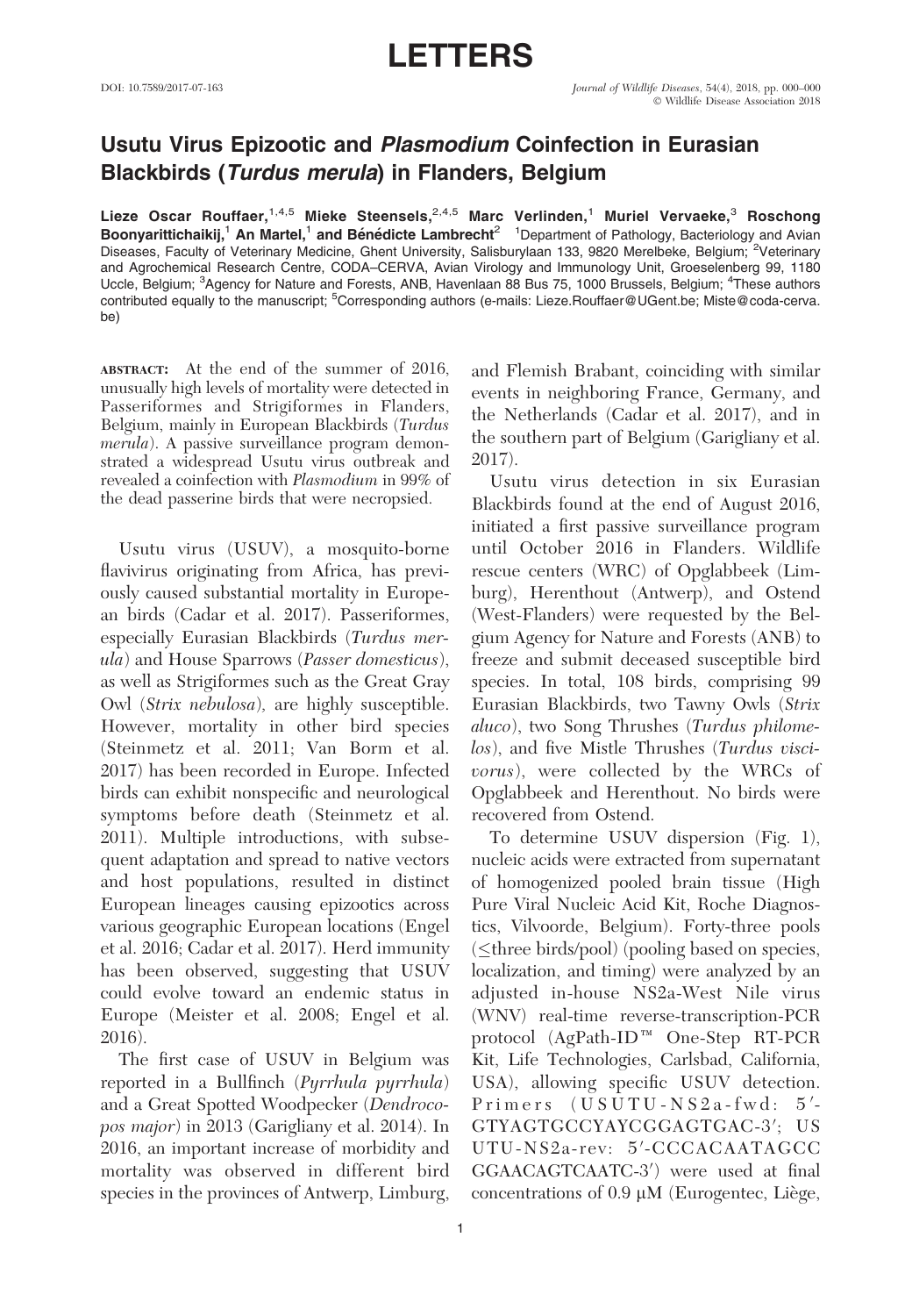# LETTERS

DOI: 10.7589/2017-07-163

# Usutu Virus Epizootic and *Plasmodium* Coinfection in Eurasian Blackbirds (*Turdus merula*) in Flanders, Belgium

**Lieze Oscar Rouffaer,**[1,4,5] **Mieke Steensels,**[2,4,5] **Marc Verlinden,**[1] **Muriel Vervaeke,**[3] **Roschong Boonyarittichaikij,**[1] **An Martel,**[1] **and Bénédicte Lambrecht**[2] [1]Department of Pathology, Bacteriology and Avian Diseases, Faculty of Veterinary Medicine, Ghent University, Salisburylaan 133, 9820 Merelbeke, Belgium; [2]Veterinary and Agrochemical Research Centre, CODA–CERVA, Avian Virology and Immunology Unit, Groeselenberg 99, 1180 Uccle, Belgium; [3]Agency for Nature and Forests, ANB, Havenlaan 88 Bus 75, 1000 Brussels, Belgium; [4]These authors contributed equally to the manuscript; [5]Corresponding authors (e-mails: Lieze.Rouffaer@UGent.be; Miste@coda-cerva.be)

ABSTRACT: At the end of the summer of 2016, unusually high levels of mortality were detected in Passeriformes and Strigiformes in Flanders, Belgium, mainly in European Blackbirds (*Turdus merula*). A passive surveillance program demonstrated a widespread Usutu virus outbreak and revealed a coinfection with *Plasmodium* in 99% of the dead passerine birds that were necropsied.

Usutu virus (USUV), a mosquito-borne flavivirus originating from Africa, has previously caused substantial mortality in European birds (Cadar et al. 2017). Passeriformes, especially Eurasian Blackbirds (*Turdus merula*) and House Sparrows (*Passer domesticus*), as well as Strigiformes such as the Great Gray Owl (*Strix nebulosa*), are highly susceptible. However, mortality in other bird species (Steinmetz et al. 2011; Van Borm et al. 2017) has been recorded in Europe. Infected birds can exhibit nonspecific and neurological symptoms before death (Steinmetz et al. 2011). Multiple introductions, with subsequent adaptation and spread to native vectors and host populations, resulted in distinct European lineages causing epizootics across various geographic European locations (Engel et al. 2016; Cadar et al. 2017). Herd immunity has been observed, suggesting that USUV could evolve toward an endemic status in Europe (Meister et al. 2008; Engel et al. 2016).

The first case of USUV in Belgium was reported in a Bullfinch (*Pyrrhula pyrrhula*) and a Great Spotted Woodpecker (*Dendrocopos major*) in 2013 (Garigliany et al. 2014). In 2016, an important increase of morbidity and mortality was observed in different bird species in the provinces of Antwerp, Limburg, and Flemish Brabant, coinciding with similar events in neighboring France, Germany, and the Netherlands (Cadar et al. 2017), and in the southern part of Belgium (Garigliany et al. 2017).

Usutu virus detection in six Eurasian Blackbirds found at the end of August 2016, initiated a first passive surveillance program until October 2016 in Flanders. Wildlife rescue centers (WRC) of Opglabbeek (Limburg), Herenthout (Antwerp), and Ostend (West-Flanders) were requested by the Belgium Agency for Nature and Forests (ANB) to freeze and submit deceased susceptible bird species. In total, 108 birds, comprising 99 Eurasian Blackbirds, two Tawny Owls (*Strix aluco*), two Song Thrushes (*Turdus philomelos*), and five Mistle Thrushes (*Turdus viscivorus*), were collected by the WRCs of Opglabbeek and Herenthout. No birds were recovered from Ostend.

To determine USUV dispersion (Fig. 1), nucleic acids were extracted from supernatant of homogenized pooled brain tissue (High Pure Viral Nucleic Acid Kit, Roche Diagnostics, Vilvoorde, Belgium). Forty-three pools (≤three birds/pool) (pooling based on species, localization, and timing) were analyzed by an adjusted in-house NS2a-West Nile virus (WNV) real-time reverse-transcription-PCR protocol (AgPath-ID™ One-Step RT-PCR Kit, Life Technologies, Carlsbad, California, USA), allowing specific USUV detection. Primers (USUTU-NS2a-fwd: 5′-GTYAGTGCCYAYCGGAGTGAC-3′; USUTU-NS2a-rev: 5′-CCCACAATAGCCGGAACAGTCAATC-3′) were used at final concentrations of 0.9 μM (Eurogentec, Liège,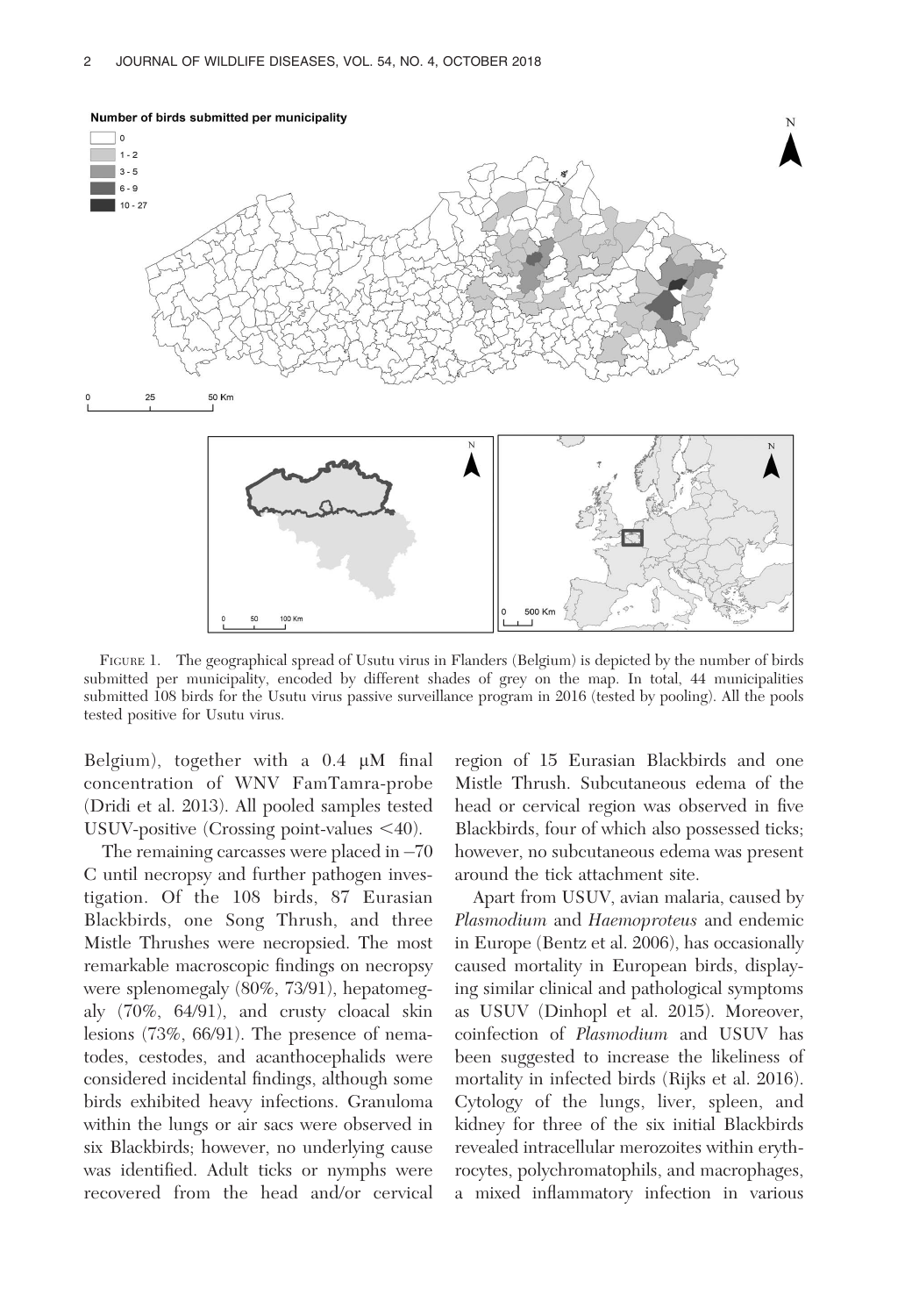FIGURE 1. The geographical spread of Usutu virus in Flanders (Belgium) is depicted by the number of birds submitted per municipality, encoded by different shades of grey on the map. In total, 44 municipalities submitted 108 birds for the Usutu virus passive surveillance program in 2016 (tested by pooling). All the pools tested positive for Usutu virus.

Belgium), together with a 0.4 μM final concentration of WNV FamTamra-probe (Dridi et al. 2013). All pooled samples tested USUV-positive (Crossing point-values <40).

The remaining carcasses were placed in −70 C until necropsy and further pathogen investigation. Of the 108 birds, 87 Eurasian Blackbirds, one Song Thrush, and three Mistle Thrushes were necropsied. The most remarkable macroscopic findings on necropsy were splenomegaly (80%, 73/91), hepatomegaly (70%, 64/91), and crusty cloacal skin lesions (73%, 66/91). The presence of nematodes, cestodes, and acanthocephalids were considered incidental findings, although some birds exhibited heavy infections. Granuloma within the lungs or air sacs were observed in six Blackbirds; however, no underlying cause was identified. Adult ticks or nymphs were recovered from the head and/or cervical region of 15 Eurasian Blackbirds and one Mistle Thrush. Subcutaneous edema of the head or cervical region was observed in five Blackbirds, four of which also possessed ticks; however, no subcutaneous edema was present around the tick attachment site.

Apart from USUV, avian malaria, caused by *Plasmodium* and *Haemoproteus* and endemic in Europe (Bentz et al. 2006), has occasionally caused mortality in European birds, displaying similar clinical and pathological symptoms as USUV (Dinhopl et al. 2015). Moreover, coinfection of *Plasmodium* and USUV has been suggested to increase the likeliness of mortality in infected birds (Rijks et al. 2016). Cytology of the lungs, liver, spleen, and kidney for three of the six initial Blackbirds revealed intracellular merozoites within erythrocytes, polychromatophils, and macrophages, a mixed inflammatory infection in various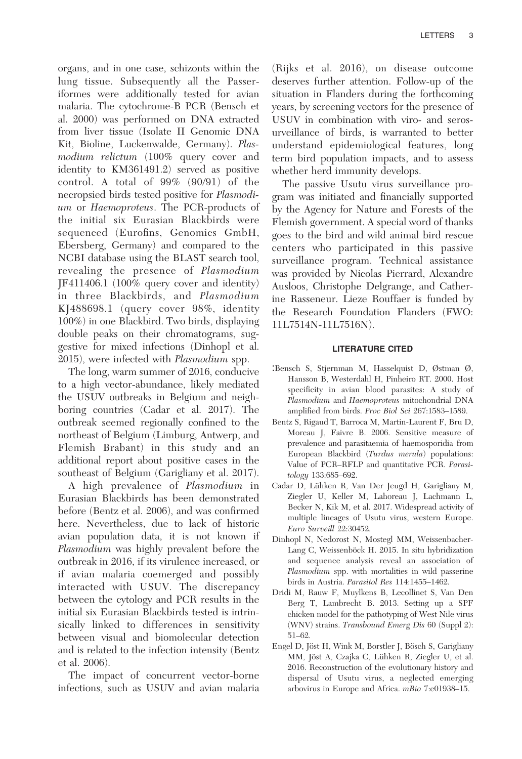organs, and in one case, schizonts within the lung tissue. Subsequently all the Passeriformes were additionally tested for avian malaria. The cytochrome-B PCR (Bensch et al. 2000) was performed on DNA extracted from liver tissue (Isolate II Genomic DNA Kit, Bioline, Luckenwalde, Germany). *Plasmodium relictum* (100% query cover and identity to KM361491.2) served as positive control. A total of 99% (90/91) of the necropsied birds tested positive for *Plasmodium* or *Haemoproteus*. The PCR-products of the initial six Eurasian Blackbirds were sequenced (Eurofins, Genomics GmbH, Ebersberg, Germany) and compared to the NCBI database using the BLAST search tool, revealing the presence of *Plasmodium* JF411406.1 (100% query cover and identity) in three Blackbirds, and *Plasmodium* KJ488698.1 (query cover 98%, identity 100%) in one Blackbird. Two birds, displaying double peaks on their chromatograms, suggestive for mixed infections (Dinhopl et al. 2015), were infected with *Plasmodium* spp.

The long, warm summer of 2016, conducive to a high vector-abundance, likely mediated the USUV outbreaks in Belgium and neighboring countries (Cadar et al. 2017). The outbreak seemed regionally confined to the northeast of Belgium (Limburg, Antwerp, and Flemish Brabant) in this study and an additional report about positive cases in the southeast of Belgium (Garigliany et al. 2017).

A high prevalence of *Plasmodium* in Eurasian Blackbirds has been demonstrated before (Bentz et al. 2006), and was confirmed here. Nevertheless, due to lack of historic avian population data, it is not known if *Plasmodium* was highly prevalent before the outbreak in 2016, if its virulence increased, or if avian malaria coemerged and possibly interacted with USUV. The discrepancy between the cytology and PCR results in the initial six Eurasian Blackbirds tested is intrinsically linked to differences in sensitivity between visual and biomolecular detection and is related to the infection intensity (Bentz et al. 2006).

The impact of concurrent vector-borne infections, such as USUV and avian malaria (Rijks et al. 2016), on disease outcome deserves further attention. Follow-up of the situation in Flanders during the forthcoming years, by screening vectors for the presence of USUV in combination with viro- and serosurveillance of birds, is warranted to better understand epidemiological features, long term bird population impacts, and to assess whether herd immunity develops.

The passive Usutu virus surveillance program was initiated and financially supported by the Agency for Nature and Forests of the Flemish government. A special word of thanks goes to the bird and wild animal bird rescue centers who participated in this passive surveillance program. Technical assistance was provided by Nicolas Pierrard, Alexandre Ausloos, Christophe Delgrange, and Catherine Rasseneur. Lieze Rouffaer is funded by the Research Foundation Flanders (FWO: 11L7514N-11L7516N).

## LITERATURE CITED

:Bensch S, Stjernman M, Hasselquist D, Østman Ø, Hansson B, Westerdahl H, Pinheiro RT. 2000. Host specificity in avian blood parasites: A study of *Plasmodium* and *Haemoproteus* mitochondrial DNA amplified from birds. *Proc Biol Sci* 267:1583–1589.

Bentz S, Rigaud T, Barroca M, Martin-Laurent F, Bru D, Moreau J, Faivre B. 2006. Sensitive measure of prevalence and parasitaemia of haemosporidia from European Blackbird (*Turdus merula*) populations: Value of PCR–RFLP and quantitative PCR. *Parasitology* 133:685–692.

Cadar D, Lühken R, Van Der Jeugd H, Garigliany M, Ziegler U, Keller M, Lahoreau J, Lachmann L, Becker N, Kik M, et al. 2017. Widespread activity of multiple lineages of Usutu virus, western Europe. *Euro Surveill* 22:30452.

Dinhopl N, Nedorost N, Mostegl MM, Weissenbacher-Lang C, Weissenböck H. 2015. In situ hybridization and sequence analysis reveal an association of *Plasmodium* spp. with mortalities in wild passerine birds in Austria. *Parasitol Res* 114:1455–1462.

Dridi M, Rauw F, Muylkens B, Lecollinet S, Van Den Berg T, Lambrecht B. 2013. Setting up a SPF chicken model for the pathotyping of West Nile virus (WNV) strains. *Transbound Emerg Dis* 60 (Suppl 2): 51–62.

Engel D, Jöst H, Wink M, Borstler J, Bösch S, Garigliany MM, Jöst A, Czajka C, Lühken R, Ziegler U, et al. 2016. Reconstruction of the evolutionary history and dispersal of Usutu virus, a neglected emerging arbovirus in Europe and Africa. *mBio* 7:e01938–15.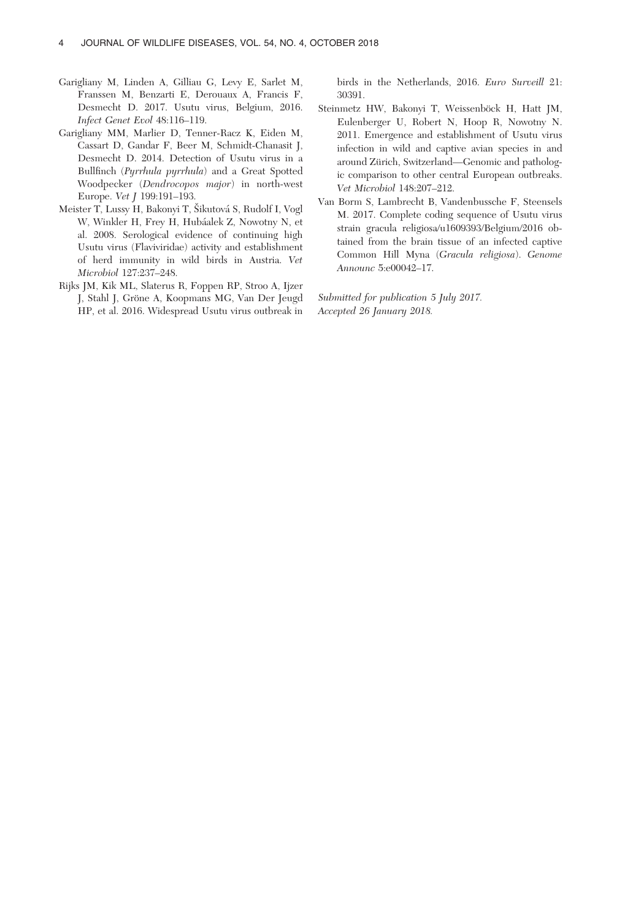Garigliany M, Linden A, Gilliau G, Levy E, Sarlet M, Franssen M, Benzarti E, Derouaux A, Francis F, Desmecht D. 2017. Usutu virus, Belgium, 2016. *Infect Genet Evol* 48:116–119.

Garigliany MM, Marlier D, Tenner-Racz K, Eiden M, Cassart D, Gandar F, Beer M, Schmidt-Chanasit J, Desmecht D. 2014. Detection of Usutu virus in a Bullfinch (*Pyrrhula pyrrhula*) and a Great Spotted Woodpecker (*Dendrocopos major*) in north-west Europe. *Vet J* 199:191–193.

Meister T, Lussy H, Bakonyi T, Šikutová S, Rudolf I, Vogl W, Winkler H, Frey H, Hubáalek Z, Nowotny N, et al. 2008. Serological evidence of continuing high Usutu virus (Flaviviridae) activity and establishment of herd immunity in wild birds in Austria. *Vet Microbiol* 127:237–248.

Rijks JM, Kik ML, Slaterus R, Foppen RP, Stroo A, Ijzer J, Stahl J, Gröne A, Koopmans MG, Van Der Jeugd HP, et al. 2016. Widespread Usutu virus outbreak in birds in the Netherlands, 2016. *Euro Surveill* 21: 30391.

Steinmetz HW, Bakonyi T, Weissenböck H, Hatt JM, Eulenberger U, Robert N, Hoop R, Nowotny N. 2011. Emergence and establishment of Usutu virus infection in wild and captive avian species in and around Zürich, Switzerland—Genomic and pathologic comparison to other central European outbreaks. *Vet Microbiol* 148:207–212.

Van Borm S, Lambrecht B, Vandenbussche F, Steensels M. 2017. Complete coding sequence of Usutu virus strain gracula religiosa/u1609393/Belgium/2016 obtained from the brain tissue of an infected captive Common Hill Myna (*Gracula religiosa*). *Genome Announc* 5:e00042–17.

*Submitted for publication 5 July 2017.*
*Accepted 26 January 2018.*